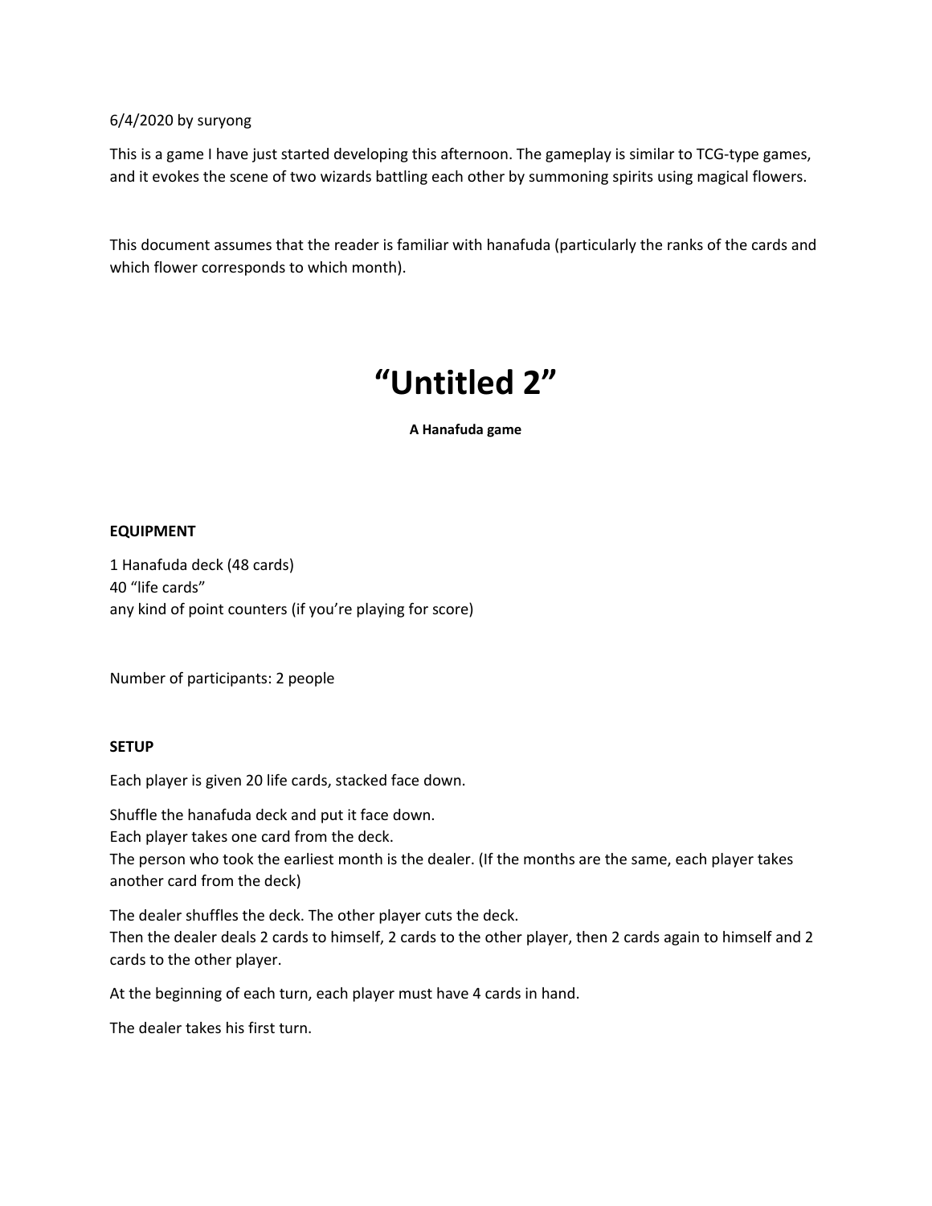6/4/2020 by suryong

This is a game I have just started developing this afternoon. The gameplay is similar to TCG-type games, and it evokes the scene of two wizards battling each other by summoning spirits using magical flowers.

This document assumes that the reader is familiar with hanafuda (particularly the ranks of the cards and which flower corresponds to which month).

# "Untitled 2"

**A Hanafuda game**

**EQUIPMENT**

1 Hanafuda deck (48 cards)
40 "life cards"
any kind of point counters (if you're playing for score)

Number of participants: 2 people

**SETUP**

Each player is given 20 life cards, stacked face down.

Shuffle the hanafuda deck and put it face down.
Each player takes one card from the deck.
The person who took the earliest month is the dealer. (If the months are the same, each player takes another card from the deck)

The dealer shuffles the deck. The other player cuts the deck.
Then the dealer deals 2 cards to himself, 2 cards to the other player, then 2 cards again to himself and 2 cards to the other player.

At the beginning of each turn, each player must have 4 cards in hand.

The dealer takes his first turn.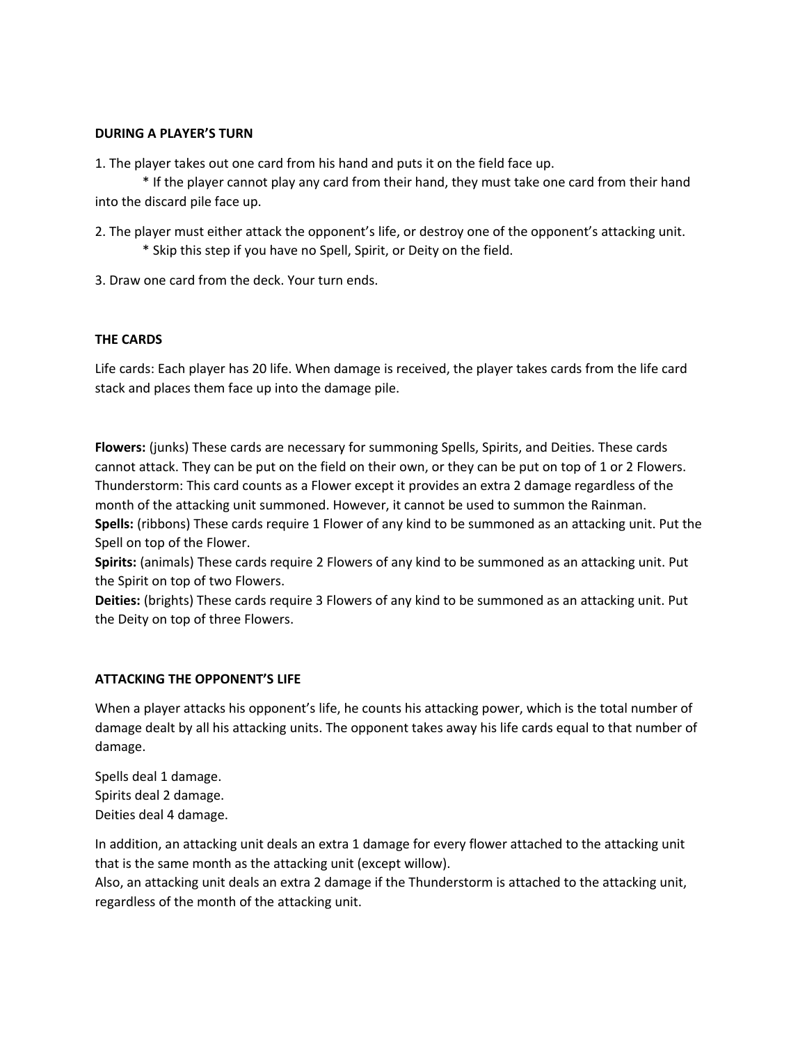**DURING A PLAYER'S TURN**

1. The player takes out one card from his hand and puts it on the field face up.
   * If the player cannot play any card from their hand, they must take one card from their hand into the discard pile face up.

2. The player must either attack the opponent's life, or destroy one of the opponent's attacking unit.
   * Skip this step if you have no Spell, Spirit, or Deity on the field.

3. Draw one card from the deck. Your turn ends.

**THE CARDS**

Life cards: Each player has 20 life. When damage is received, the player takes cards from the life card stack and places them face up into the damage pile.

**Flowers:** (junks) These cards are necessary for summoning Spells, Spirits, and Deities. These cards cannot attack. They can be put on the field on their own, or they can be put on top of 1 or 2 Flowers.
Thunderstorm: This card counts as a Flower except it provides an extra 2 damage regardless of the month of the attacking unit summoned. However, it cannot be used to summon the Rainman.
**Spells:** (ribbons) These cards require 1 Flower of any kind to be summoned as an attacking unit. Put the Spell on top of the Flower.
**Spirits:** (animals) These cards require 2 Flowers of any kind to be summoned as an attacking unit. Put the Spirit on top of two Flowers.
**Deities:** (brights) These cards require 3 Flowers of any kind to be summoned as an attacking unit. Put the Deity on top of three Flowers.

**ATTACKING THE OPPONENT'S LIFE**

When a player attacks his opponent's life, he counts his attacking power, which is the total number of damage dealt by all his attacking units. The opponent takes away his life cards equal to that number of damage.

Spells deal 1 damage.
Spirits deal 2 damage.
Deities deal 4 damage.

In addition, an attacking unit deals an extra 1 damage for every flower attached to the attacking unit that is the same month as the attacking unit (except willow).
Also, an attacking unit deals an extra 2 damage if the Thunderstorm is attached to the attacking unit, regardless of the month of the attacking unit.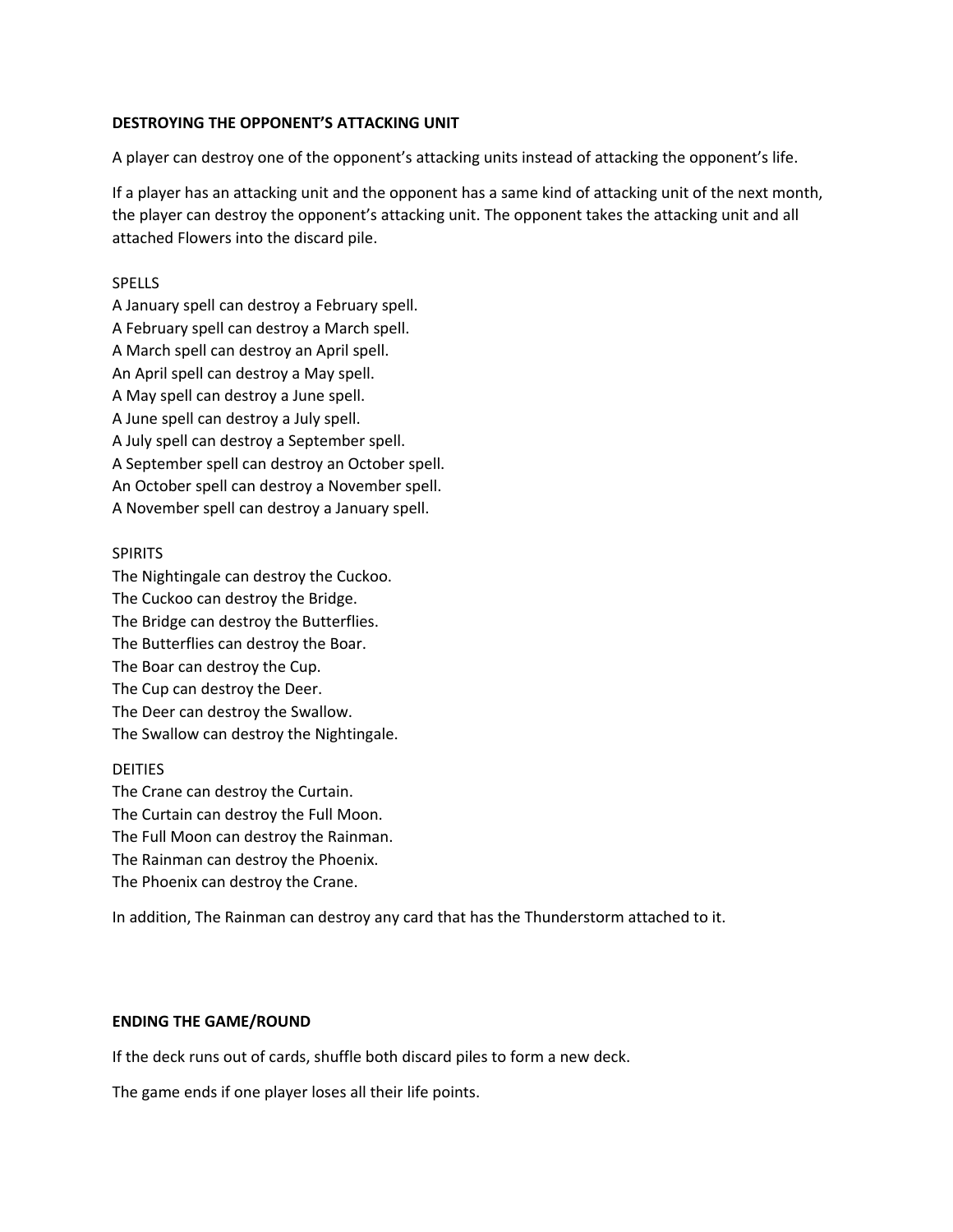## DESTROYING THE OPPONENT'S ATTACKING UNIT

A player can destroy one of the opponent's attacking units instead of attacking the opponent's life.

If a player has an attacking unit and the opponent has a same kind of attacking unit of the next month, the player can destroy the opponent's attacking unit. The opponent takes the attacking unit and all attached Flowers into the discard pile.

SPELLS

A January spell can destroy a February spell.
A February spell can destroy a March spell.
A March spell can destroy an April spell.
An April spell can destroy a May spell.
A May spell can destroy a June spell.
A June spell can destroy a July spell.
A July spell can destroy a September spell.
A September spell can destroy an October spell.
An October spell can destroy a November spell.
A November spell can destroy a January spell.

SPIRITS

The Nightingale can destroy the Cuckoo.
The Cuckoo can destroy the Bridge.
The Bridge can destroy the Butterflies.
The Butterflies can destroy the Boar.
The Boar can destroy the Cup.
The Cup can destroy the Deer.
The Deer can destroy the Swallow.
The Swallow can destroy the Nightingale.

DEITIES

The Crane can destroy the Curtain.
The Curtain can destroy the Full Moon.
The Full Moon can destroy the Rainman.
The Rainman can destroy the Phoenix.
The Phoenix can destroy the Crane.

In addition, The Rainman can destroy any card that has the Thunderstorm attached to it.

## ENDING THE GAME/ROUND

If the deck runs out of cards, shuffle both discard piles to form a new deck.

The game ends if one player loses all their life points.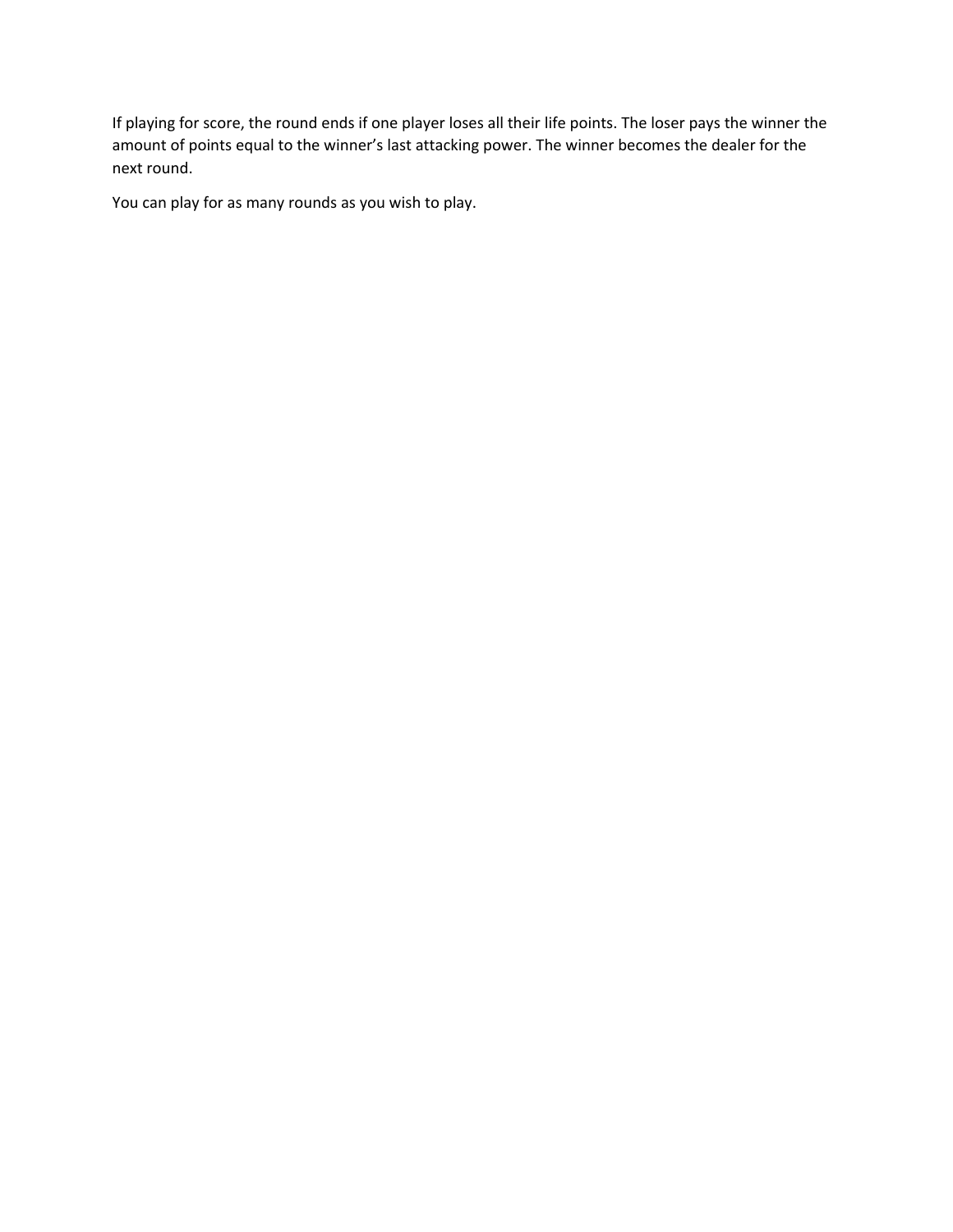If playing for score, the round ends if one player loses all their life points. The loser pays the winner the amount of points equal to the winner's last attacking power. The winner becomes the dealer for the next round.

You can play for as many rounds as you wish to play.